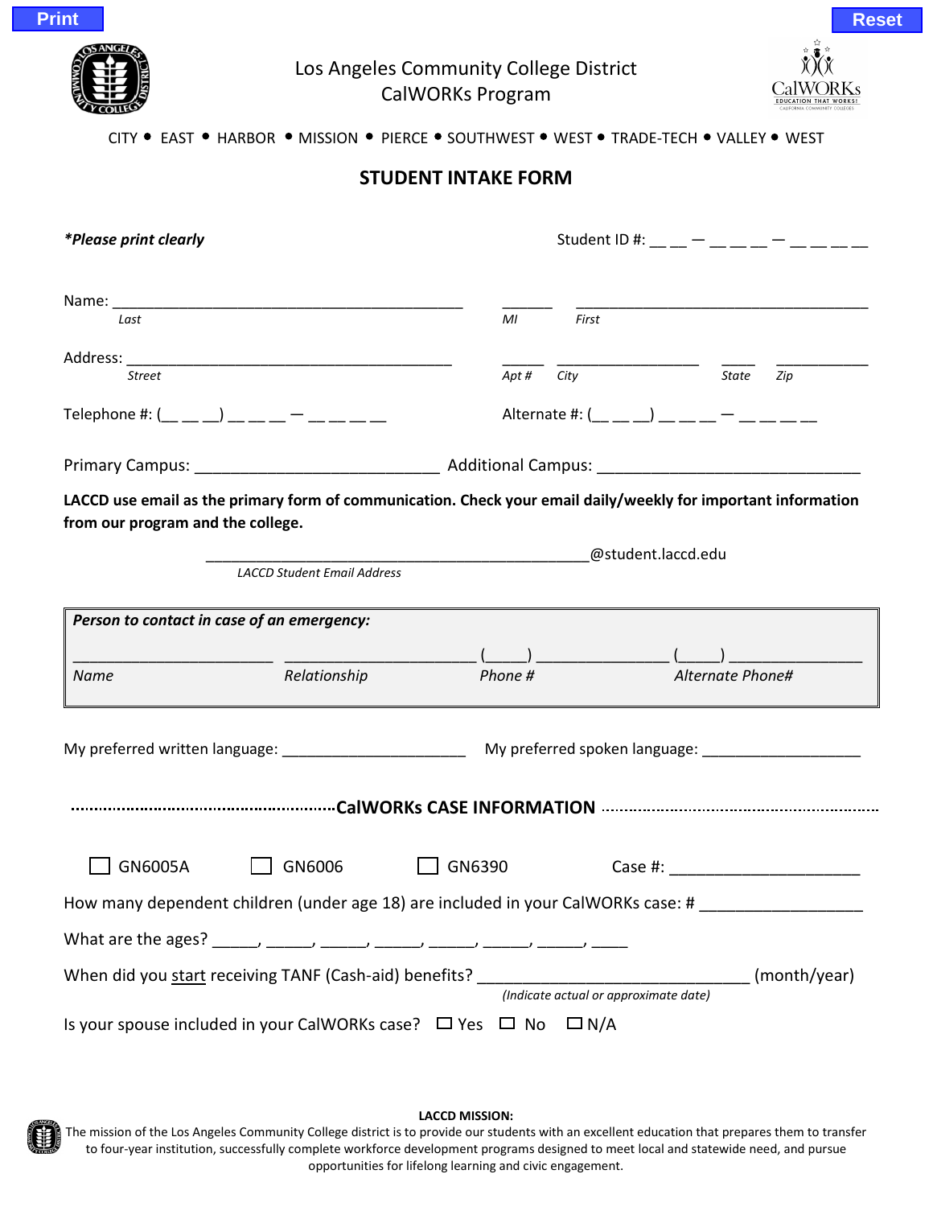Print Reset

Los Angeles Community College District
CalWORKs Program

CITY • EAST • HARBOR • MISSION • PIERCE • SOUTHWEST • WEST • TRADE-TECH • VALLEY • WEST

## STUDENT INTAKE FORM

***Please print clearly*** Student ID #: __ __ — __ __ __ — __ __ __ __

Name: ____________________________________________ ______ ____________________________________
*Last* *MI* *First*

Address: ________________________________________ _____ _________________ ____ ___________
*Street* *Apt #* *City* *State* *Zip*

Telephone #: (__ __ __) __ __ __ — __ __ __ __ Alternate #: (__ __ __) __ __ __ — __ __ __ __

Primary Campus: ___________________________ Additional Campus: _____________________________

**LACCD use email as the primary form of communication. Check your email daily/weekly for important information from our program and the college.**

_______________________________________________@student.laccd.edu
*LACCD Student Email Address*

***Person to contact in case of an emergency:***

______________________ ______________________ (_____) _______________ (_____) _______________
*Name* *Relationship* *Phone #* *Alternate Phone#*

My preferred written language: _____________________ My preferred spoken language: __________________

## CalWORKs CASE INFORMATION

☐ GN6005A ☐ GN6006 ☐ GN6390 Case #: ______________________

How many dependent children (under age 18) are included in your CalWORKs case: # _________________

What are the ages? _____, _____, _____, _____, _____, _____, _____, ____

When did you start receiving TANF (Cash-aid) benefits? _______________________________ (month/year)
*(Indicate actual or approximate date)*

Is your spouse included in your CalWORKs case? ☐ Yes ☐ No ☐ N/A

**LACCD MISSION:**
The mission of the Los Angeles Community College district is to provide our students with an excellent education that prepares them to transfer to four-year institution, successfully complete workforce development programs designed to meet local and statewide need, and pursue opportunities for lifelong learning and civic engagement.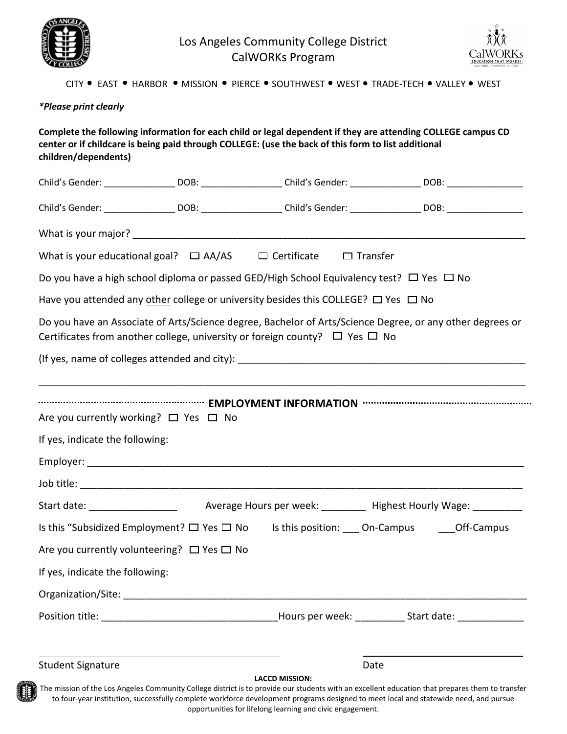# Los Angeles Community College District
## CalWORKs Program

CITY • EAST • HARBOR • MISSION • PIERCE • SOUTHWEST • WEST • TRADE-TECH • VALLEY • WEST

***Please print clearly**

**Complete the following information for each child or legal dependent if they are attending COLLEGE campus CD center or if childcare is being paid through COLLEGE: (use the back of this form to list additional children/dependents)**

Child's Gender: ______________ DOB: ________________ Child's Gender: ______________ DOB: _______________

Child's Gender: ______________ DOB: ________________ Child's Gender: ______________ DOB: _______________

What is your major? ____________________________________________________________________________

What is your educational goal? ☐ AA/AS ☐ Certificate ☐ Transfer

Do you have a high school diploma or passed GED/High School Equivalency test? ☐ Yes ☐ No

Have you attended any other college or university besides this COLLEGE? ☐ Yes ☐ No

Do you have an Associate of Arts/Science degree, Bachelor of Arts/Science Degree, or any other degrees or Certificates from another college, university or foreign county? ☐ Yes ☐ No

(If yes, name of colleges attended and city): _____________________________________________________

_____________________________________________________________________________________________

## EMPLOYMENT INFORMATION

Are you currently working? ☐ Yes ☐ No

If yes, indicate the following:

Employer: _____________________________________________________________________________________

Job title: ______________________________________________________________________________________

Start date: ________________ Average Hours per week: ________ Highest Hourly Wage: _________

Is this "Subsidized Employment? ☐ Yes ☐ No Is this position: ___ On-Campus ___Off-Campus

Are you currently volunteering? ☐ Yes ☐ No

If yes, indicate the following:

Organization/Site: _______________________________________________________________________________

Position title: _______________________________Hours per week: _________ Start date: ____________

_____________________________________________ _______________________________

Student Signature Date

**LACCD MISSION:**

The mission of the Los Angeles Community College district is to provide our students with an excellent education that prepares them to transfer to four-year institution, successfully complete workforce development programs designed to meet local and statewide need, and pursue opportunities for lifelong learning and civic engagement.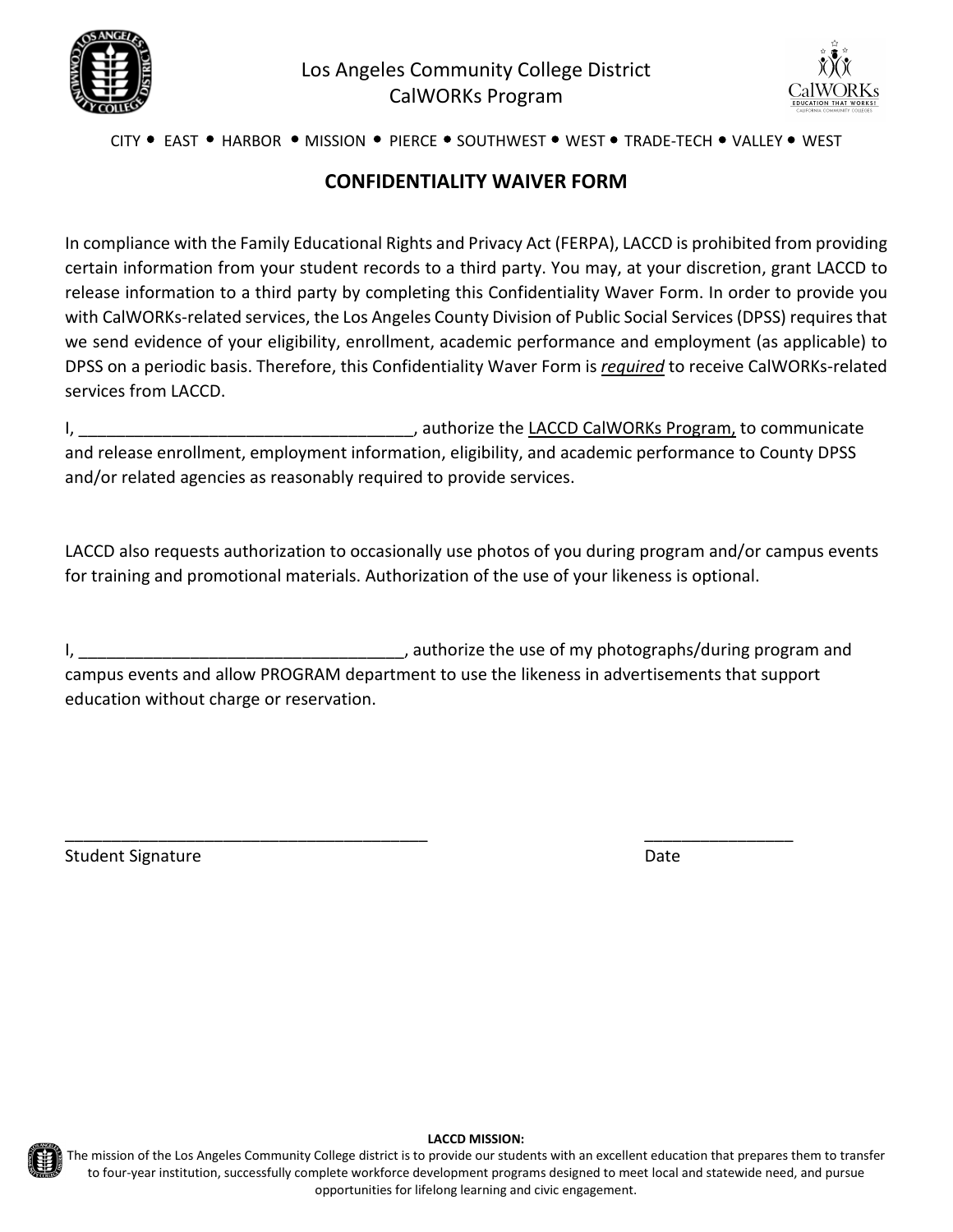Los Angeles Community College District
CalWORKs Program

CITY • EAST • HARBOR • MISSION • PIERCE • SOUTHWEST • WEST • TRADE-TECH • VALLEY • WEST

## CONFIDENTIALITY WAIVER FORM

In compliance with the Family Educational Rights and Privacy Act (FERPA), LACCD is prohibited from providing certain information from your student records to a third party. You may, at your discretion, grant LACCD to release information to a third party by completing this Confidentiality Waver Form. In order to provide you with CalWORKs-related services, the Los Angeles County Division of Public Social Services (DPSS) requires that we send evidence of your eligibility, enrollment, academic performance and employment (as applicable) to DPSS on a periodic basis. Therefore, this Confidentiality Waver Form is ***required*** to receive CalWORKs-related services from LACCD.

I, ____________________________________, authorize the LACCD CalWORKs Program, to communicate and release enrollment, employment information, eligibility, and academic performance to County DPSS and/or related agencies as reasonably required to provide services.

LACCD also requests authorization to occasionally use photos of you during program and/or campus events for training and promotional materials. Authorization of the use of your likeness is optional.

I, ___________________________________, authorize the use of my photographs/during program and campus events and allow PROGRAM department to use the likeness in advertisements that support education without charge or reservation.

________________________________________ &nbsp;&nbsp;&nbsp;&nbsp;&nbsp;&nbsp;&nbsp;&nbsp; ________________

Student Signature &nbsp;&nbsp;&nbsp;&nbsp;&nbsp;&nbsp;&nbsp;&nbsp;&nbsp;&nbsp;&nbsp;&nbsp;&nbsp;&nbsp;&nbsp;&nbsp;&nbsp;&nbsp;&nbsp;&nbsp;&nbsp;&nbsp;&nbsp;&nbsp;&nbsp;&nbsp;&nbsp;&nbsp;&nbsp;&nbsp;&nbsp;&nbsp;&nbsp;&nbsp;&nbsp;&nbsp;&nbsp;&nbsp;&nbsp;&nbsp;&nbsp;&nbsp;&nbsp; Date

**LACCD MISSION:**
The mission of the Los Angeles Community College district is to provide our students with an excellent education that prepares them to transfer to four-year institution, successfully complete workforce development programs designed to meet local and statewide need, and pursue opportunities for lifelong learning and civic engagement.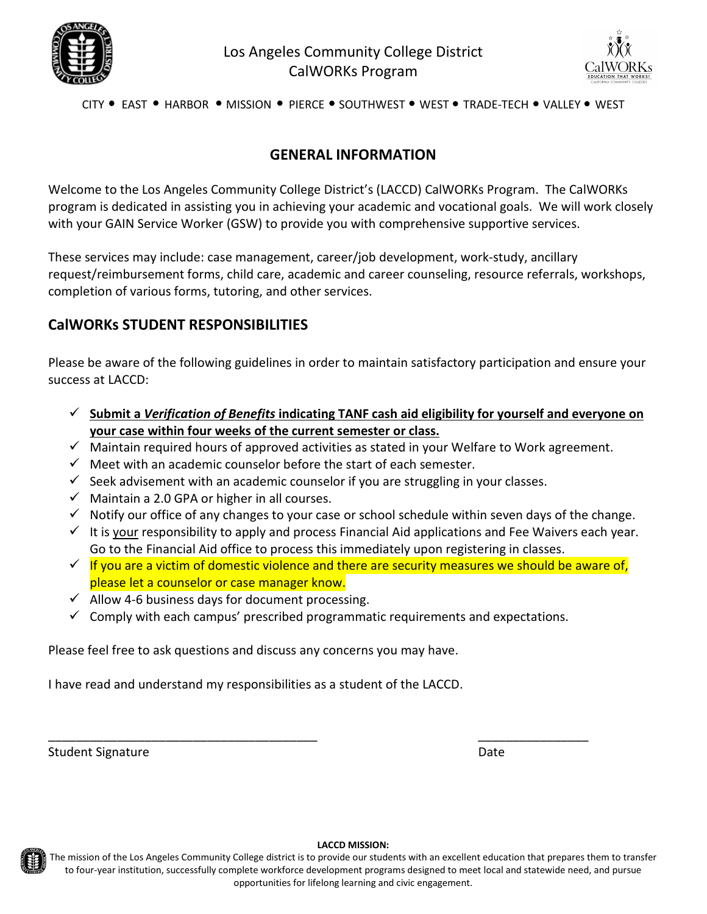Los Angeles Community College District
CalWORKs Program

CITY • EAST • HARBOR • MISSION • PIERCE • SOUTHWEST • WEST • TRADE-TECH • VALLEY • WEST

## GENERAL INFORMATION

Welcome to the Los Angeles Community College District's (LACCD) CalWORKs Program. The CalWORKs program is dedicated in assisting you in achieving your academic and vocational goals. We will work closely with your GAIN Service Worker (GSW) to provide you with comprehensive supportive services.

These services may include: case management, career/job development, work-study, ancillary request/reimbursement forms, child care, academic and career counseling, resource referrals, workshops, completion of various forms, tutoring, and other services.

## CalWORKs STUDENT RESPONSIBILITIES

Please be aware of the following guidelines in order to maintain satisfactory participation and ensure your success at LACCD:

- ✓ **Submit a *Verification of Benefits* indicating TANF cash aid eligibility for yourself and everyone on your case within four weeks of the current semester or class.**
- ✓ Maintain required hours of approved activities as stated in your Welfare to Work agreement.
- ✓ Meet with an academic counselor before the start of each semester.
- ✓ Seek advisement with an academic counselor if you are struggling in your classes.
- ✓ Maintain a 2.0 GPA or higher in all courses.
- ✓ Notify our office of any changes to your case or school schedule within seven days of the change.
- ✓ It is your responsibility to apply and process Financial Aid applications and Fee Waivers each year. Go to the Financial Aid office to process this immediately upon registering in classes.
- ✓ If you are a victim of domestic violence and there are security measures we should be aware of, please let a counselor or case manager know.
- ✓ Allow 4-6 business days for document processing.
- ✓ Comply with each campus' prescribed programmatic requirements and expectations.

Please feel free to ask questions and discuss any concerns you may have.

I have read and understand my responsibilities as a student of the LACCD.

_______________________________________ _______________

Student Signature Date

**LACCD MISSION:**

The mission of the Los Angeles Community College district is to provide our students with an excellent education that prepares them to transfer to four-year institution, successfully complete workforce development programs designed to meet local and statewide need, and pursue opportunities for lifelong learning and civic engagement.